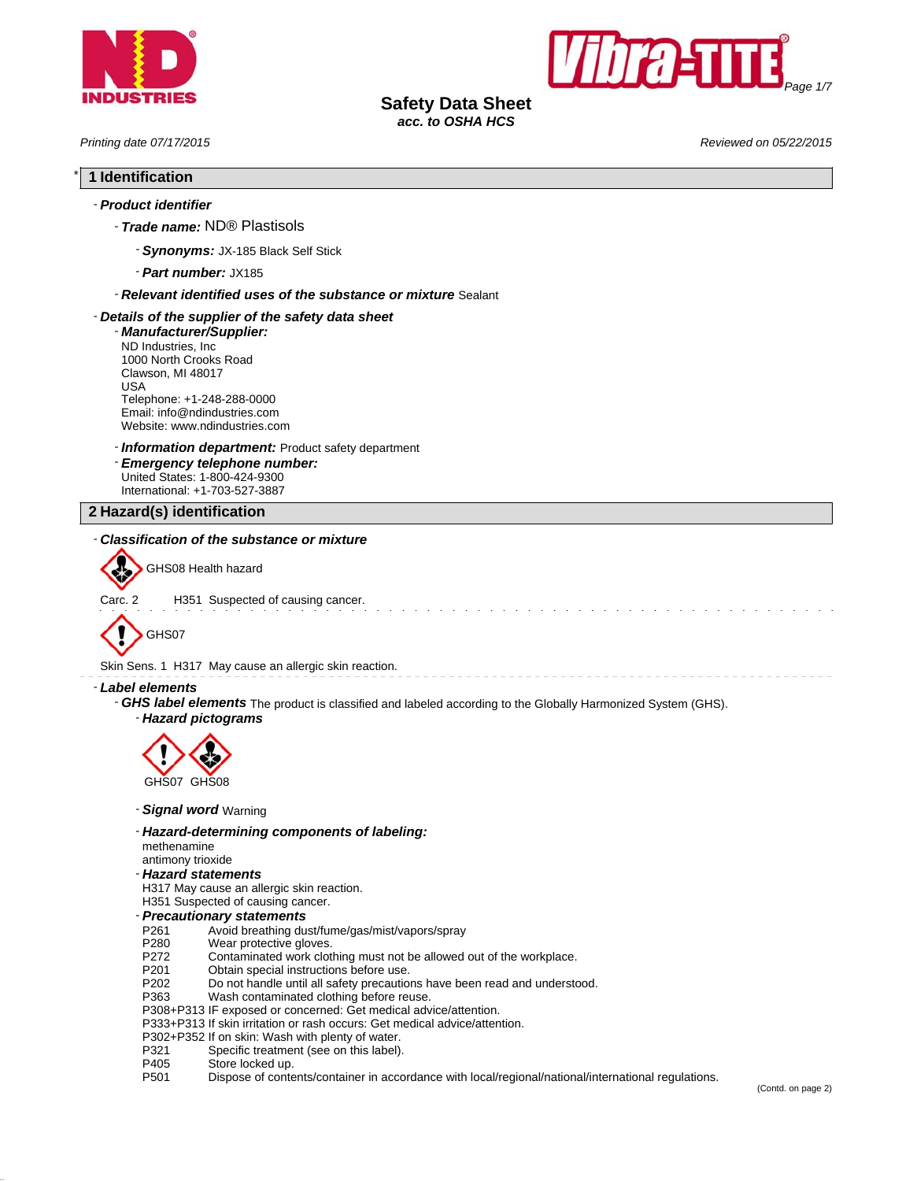# Safety Data Sheet

*acc. to OSHA HCS*

*Printing date 07/17/2015* *Reviewed on 05/22/2015*

## * 1 Identification

- ***Product identifier***
  - ***Trade name:*** ND® Plastisols
    - ***Synonyms:*** JX-185 Black Self Stick
    - ***Part number:*** JX185
  - ***Relevant identified uses of the substance or mixture*** Sealant
- ***Details of the supplier of the safety data sheet***
  - ***Manufacturer/Supplier:***
    ND Industries, Inc
    1000 North Crooks Road
    Clawson, MI 48017
    USA
    Telephone: +1-248-288-0000
    Email: info@ndindustries.com
    Website: www.ndindustries.com
  - ***Information department:*** Product safety department
  - ***Emergency telephone number:***
    United States: 1-800-424-9300
    International: +1-703-527-3887

## 2 Hazard(s) identification

- ***Classification of the substance or mixture***

GHS08 Health hazard

Carc. 2 H351 Suspected of causing cancer.

GHS07

Skin Sens. 1 H317 May cause an allergic skin reaction.

- ***Label elements***
  - ***GHS label elements*** The product is classified and labeled according to the Globally Harmonized System (GHS).
    - ***Hazard pictograms***

GHS07 GHS08

- ***Signal word*** Warning
- ***Hazard-determining components of labeling:***
  methenamine
  antimony trioxide
- ***Hazard statements***
  H317 May cause an allergic skin reaction.
  H351 Suspected of causing cancer.
- ***Precautionary statements***

P261 Avoid breathing dust/fume/gas/mist/vapors/spray
P280 Wear protective gloves.
P272 Contaminated work clothing must not be allowed out of the workplace.
P201 Obtain special instructions before use.
P202 Do not handle until all safety precautions have been read and understood.
P363 Wash contaminated clothing before reuse.
P308+P313 IF exposed or concerned: Get medical advice/attention.
P333+P313 If skin irritation or rash occurs: Get medical advice/attention.
P302+P352 If on skin: Wash with plenty of water.
P321 Specific treatment (see on this label).
P405 Store locked up.
P501 Dispose of contents/container in accordance with local/regional/national/international regulations.

(Contd. on page 2)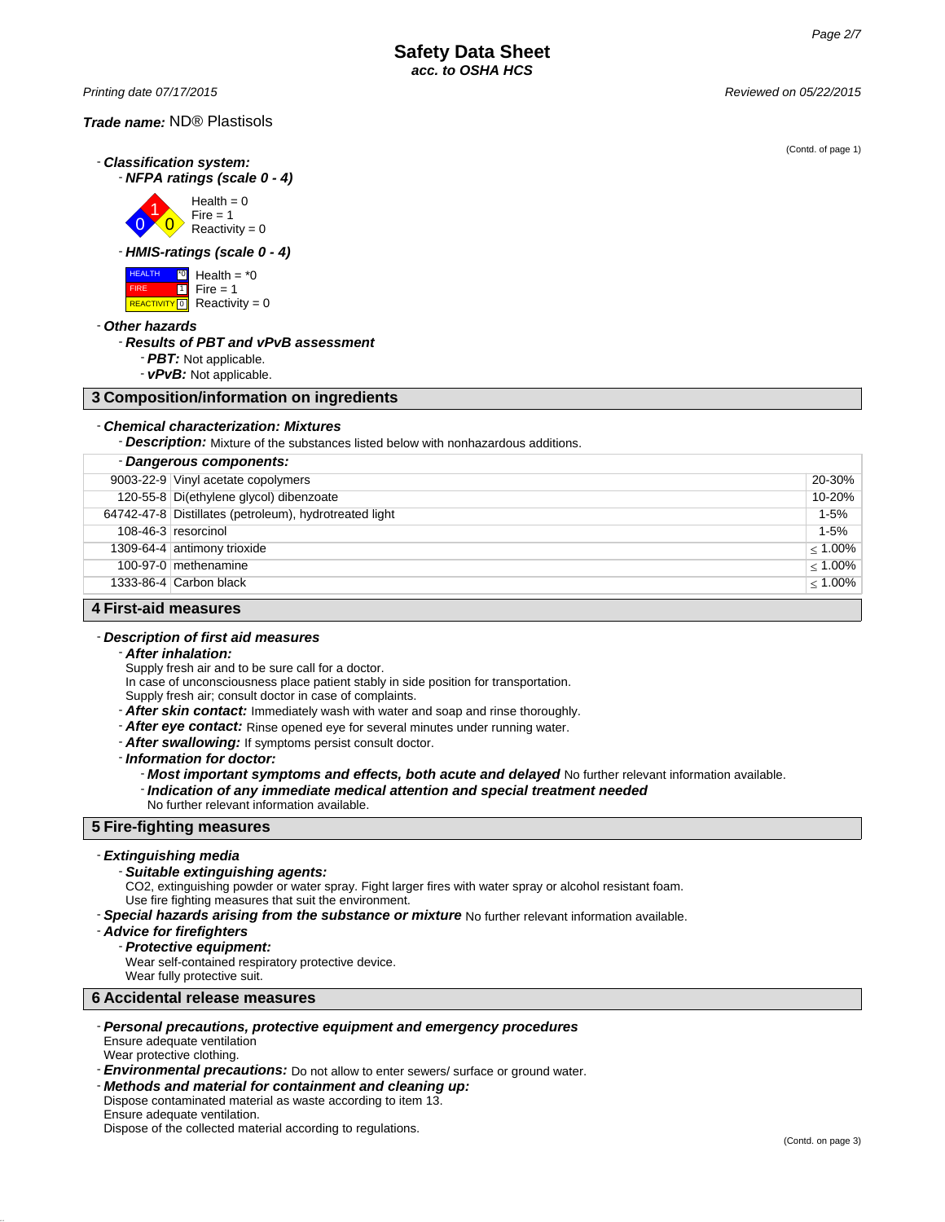(Contd. of page 1)

- ***Classification system:***
  - ***NFPA ratings (scale 0 - 4)***

    Health = 0
    Fire = 1
    Reactivity = 0

  - ***HMIS-ratings (scale 0 - 4)***

    | | | |
    |---|---|---|
    | HEALTH | *0 | Health = *0 |
    | FIRE | 1 | Fire = 1 |
    | REACTIVITY | 0 | Reactivity = 0 |

- ***Other hazards***
  - ***Results of PBT and vPvB assessment***
    - ***PBT:*** Not applicable.
    - ***vPvB:*** Not applicable.

## 3 Composition/information on ingredients

- ***Chemical characterization: Mixtures***
  - ***Description:*** Mixture of the substances listed below with nonhazardous additions.

| - ***Dangerous components:*** | | |
|---|---|---|
| 9003-22-9 | Vinyl acetate copolymers | 20-30% |
| 120-55-8 | Di(ethylene glycol) dibenzoate | 10-20% |
| 64742-47-8 | Distillates (petroleum), hydrotreated light | 1-5% |
| 108-46-3 | resorcinol | 1-5% |
| 1309-64-4 | antimony trioxide | ≤ 1.00% |
| 100-97-0 | methenamine | ≤ 1.00% |
| 1333-86-4 | Carbon black | ≤ 1.00% |

## 4 First-aid measures

- ***Description of first aid measures***
  - ***After inhalation:***
    Supply fresh air and to be sure call for a doctor.
    In case of unconsciousness place patient stably in side position for transportation.
    Supply fresh air; consult doctor in case of complaints.
  - ***After skin contact:*** Immediately wash with water and soap and rinse thoroughly.
  - ***After eye contact:*** Rinse opened eye for several minutes under running water.
  - ***After swallowing:*** If symptoms persist consult doctor.
  - ***Information for doctor:***
    - ***Most important symptoms and effects, both acute and delayed*** No further relevant information available.
    - ***Indication of any immediate medical attention and special treatment needed***
      No further relevant information available.

## 5 Fire-fighting measures

- ***Extinguishing media***
  - ***Suitable extinguishing agents:***
    CO2, extinguishing powder or water spray. Fight larger fires with water spray or alcohol resistant foam.
    Use fire fighting measures that suit the environment.
- ***Special hazards arising from the substance or mixture*** No further relevant information available.
- ***Advice for firefighters***
  - ***Protective equipment:***
    Wear self-contained respiratory protective device.
    Wear fully protective suit.

## 6 Accidental release measures

- ***Personal precautions, protective equipment and emergency procedures***
  Ensure adequate ventilation
  Wear protective clothing.
- ***Environmental precautions:*** Do not allow to enter sewers/ surface or ground water.
- ***Methods and material for containment and cleaning up:***
  Dispose contaminated material as waste according to item 13.
  Ensure adequate ventilation.
  Dispose of the collected material according to regulations.

(Contd. on page 3)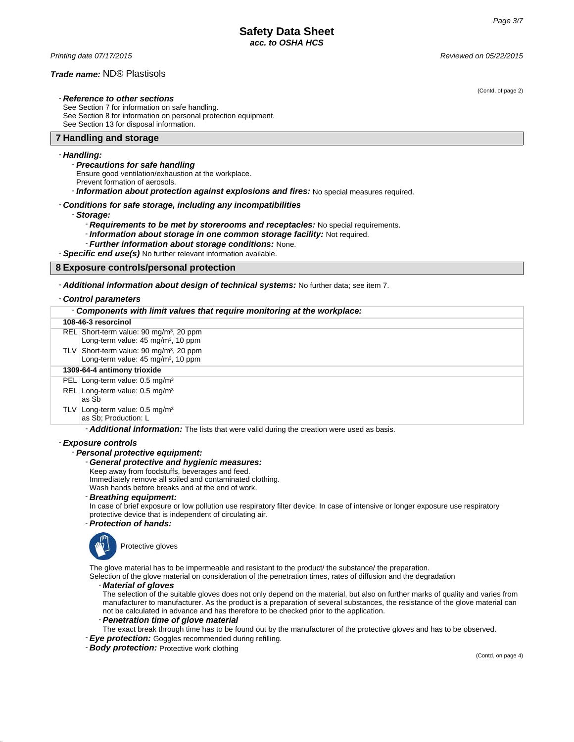(Contd. of page 2)

- ***Reference to other sections***
  See Section 7 for information on safe handling.
  See Section 8 for information on personal protection equipment.
  See Section 13 for disposal information.

## 7 Handling and storage

- ***Handling:***
  - ***Precautions for safe handling***
    Ensure good ventilation/exhaustion at the workplace.
    Prevent formation of aerosols.
  - ***Information about protection against explosions and fires:*** No special measures required.
- ***Conditions for safe storage, including any incompatibilities***
  - ***Storage:***
    - ***Requirements to be met by storerooms and receptacles:*** No special requirements.
    - ***Information about storage in one common storage facility:*** Not required.
    - ***Further information about storage conditions:*** None.
- ***Specific end use(s)*** No further relevant information available.

## 8 Exposure controls/personal protection

- ***Additional information about design of technical systems:*** No further data; see item 7.
- ***Control parameters***

| - Components with limit values that require monitoring at the workplace: | |
|---|---|
| **108-46-3 resorcinol** | |
| REL | Short-term value: 90 mg/m³, 20 ppm<br>Long-term value: 45 mg/m³, 10 ppm |
| TLV | Short-term value: 90 mg/m³, 20 ppm<br>Long-term value: 45 mg/m³, 10 ppm |
| **1309-64-4 antimony trioxide** | |
| PEL | Long-term value: 0.5 mg/m³ |
| REL | Long-term value: 0.5 mg/m³<br>as Sb |
| TLV | Long-term value: 0.5 mg/m³<br>as Sb; Production: L |

  - ***Additional information:*** The lists that were valid during the creation were used as basis.

- ***Exposure controls***
  - ***Personal protective equipment:***
    - ***General protective and hygienic measures:***
      Keep away from foodstuffs, beverages and feed.
      Immediately remove all soiled and contaminated clothing.
      Wash hands before breaks and at the end of work.
    - ***Breathing equipment:***
      In case of brief exposure or low pollution use respiratory filter device. In case of intensive or longer exposure use respiratory protective device that is independent of circulating air.
    - ***Protection of hands:***

      Protective gloves

      The glove material has to be impermeable and resistant to the product/ the substance/ the preparation.
      Selection of the glove material on consideration of the penetration times, rates of diffusion and the degradation
      - ***Material of gloves***
        The selection of the suitable gloves does not only depend on the material, but also on further marks of quality and varies from manufacturer to manufacturer. As the product is a preparation of several substances, the resistance of the glove material can not be calculated in advance and has therefore to be checked prior to the application.
      - ***Penetration time of glove material***
        The exact break through time has to be found out by the manufacturer of the protective gloves and has to be observed.
    - ***Eye protection:*** Goggles recommended during refilling.
    - ***Body protection:*** Protective work clothing

(Contd. on page 4)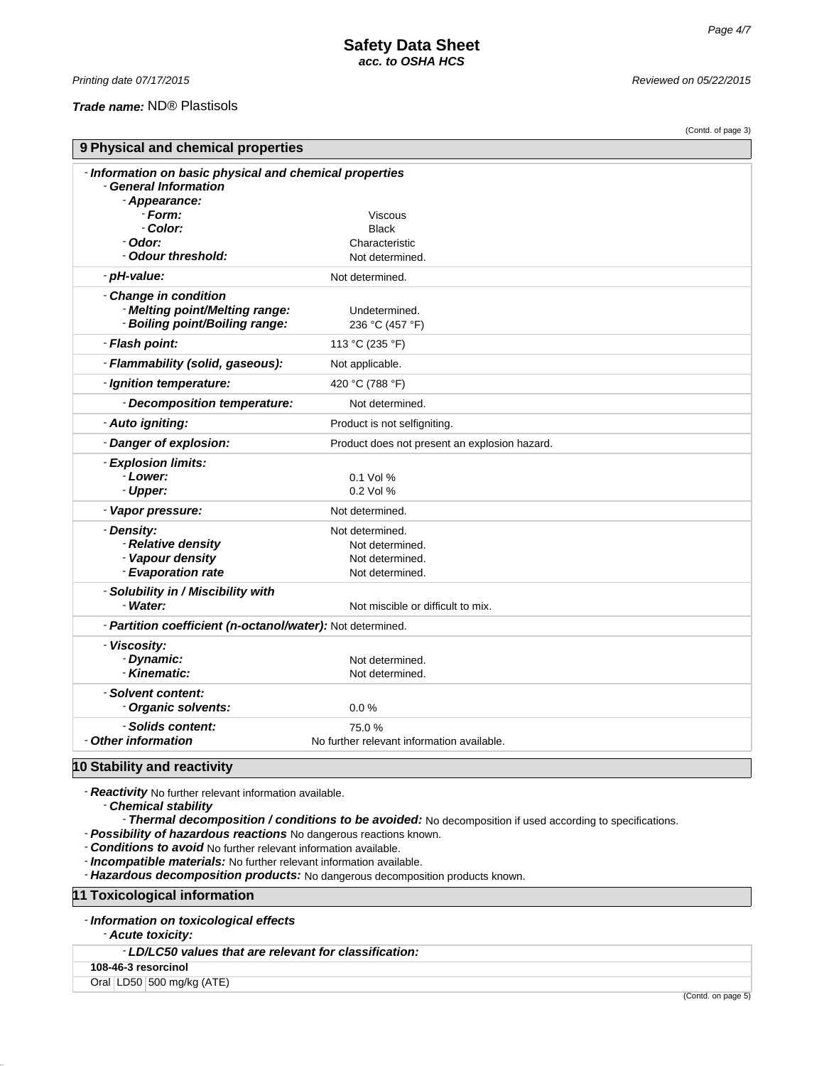Printing date 07/17/2015 Reviewed on 05/22/2015

**Trade name:** ND® Plastisols

(Contd. of page 3)

## 9 Physical and chemical properties

- ***Information on basic physical and chemical properties***
  - ***General Information***
    - ***Appearance:***
      - ***Form:*** Viscous
      - ***Color:*** Black
    - ***Odor:*** Characteristic
    - ***Odour threshold:*** Not determined.
  - ***pH-value:*** Not determined.
  - ***Change in condition***
    - ***Melting point/Melting range:*** Undetermined.
    - ***Boiling point/Boiling range:*** 236 °C (457 °F)
  - ***Flash point:*** 113 °C (235 °F)
  - ***Flammability (solid, gaseous):*** Not applicable.
  - ***Ignition temperature:*** 420 °C (788 °F)
    - ***Decomposition temperature:*** Not determined.
  - ***Auto igniting:*** Product is not selfigniting.
  - ***Danger of explosion:*** Product does not present an explosion hazard.
  - ***Explosion limits:***
    - ***Lower:*** 0.1 Vol %
    - ***Upper:*** 0.2 Vol %
  - ***Vapor pressure:*** Not determined.
  - ***Density:*** Not determined.
    - ***Relative density*** Not determined.
    - ***Vapour density*** Not determined.
    - ***Evaporation rate*** Not determined.
  - ***Solubility in / Miscibility with***
    - ***Water:*** Not miscible or difficult to mix.
  - ***Partition coefficient (n-octanol/water):*** Not determined.
  - ***Viscosity:***
    - ***Dynamic:*** Not determined.
    - ***Kinematic:*** Not determined.
  - ***Solvent content:***
    - ***Organic solvents:*** 0.0 %
    - ***Solids content:*** 75.0 %
- ***Other information*** No further relevant information available.

## 10 Stability and reactivity

- ***Reactivity*** No further relevant information available.
  - ***Chemical stability***
    - ***Thermal decomposition / conditions to be avoided:*** No decomposition if used according to specifications.
- ***Possibility of hazardous reactions*** No dangerous reactions known.
- ***Conditions to avoid*** No further relevant information available.
- ***Incompatible materials:*** No further relevant information available.
- ***Hazardous decomposition products:*** No dangerous decomposition products known.

## 11 Toxicological information

- ***Information on toxicological effects***
  - ***Acute toxicity:***

| - ***LD/LC50 values that are relevant for classification:*** | | |
|---|---|---|
| **108-46-3 resorcinol** | | |
| Oral | LD50 | 500 mg/kg (ATE) |

(Contd. on page 5)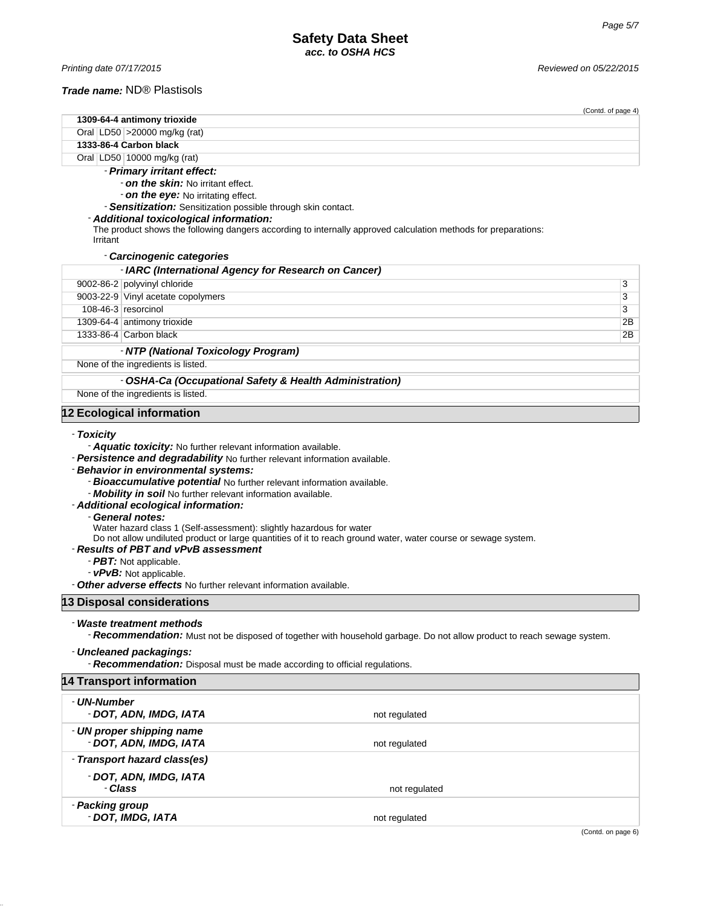(Contd. of page 4)

| **1309-64-4 antimony trioxide** | | |
|---|---|---|
| Oral | LD50 | >20000 mg/kg (rat) |
| **1333-86-4 Carbon black** | | |
| Oral | LD50 | 10000 mg/kg (rat) |

- ***Primary irritant effect:***
  - ***on the skin:*** No irritant effect.
  - ***on the eye:*** No irritating effect.
- ***Sensitization:*** Sensitization possible through skin contact.
- ***Additional toxicological information:***
  The product shows the following dangers according to internally approved calculation methods for preparations:
  Irritant
- ***Carcinogenic categories***

| - *IARC (International Agency for Research on Cancer)* | | |
|---|---|---|
| 9002-86-2 | polyvinyl chloride | 3 |
| 9003-22-9 | Vinyl acetate copolymers | 3 |
| 108-46-3 | resorcinol | 3 |
| 1309-64-4 | antimony trioxide | 2B |
| 1333-86-4 | Carbon black | 2B |

| - *NTP (National Toxicology Program)* |
|---|
| None of the ingredients is listed. |

| - *OSHA-Ca (Occupational Safety & Health Administration)* |
|---|
| None of the ingredients is listed. |

## 12 Ecological information

- ***Toxicity***
  - ***Aquatic toxicity:*** No further relevant information available.
- ***Persistence and degradability*** No further relevant information available.
- ***Behavior in environmental systems:***
  - ***Bioaccumulative potential*** No further relevant information available.
  - ***Mobility in soil*** No further relevant information available.
- ***Additional ecological information:***
  - ***General notes:***
    Water hazard class 1 (Self-assessment): slightly hazardous for water
    Do not allow undiluted product or large quantities of it to reach ground water, water course or sewage system.
- ***Results of PBT and vPvB assessment***
  - ***PBT:*** Not applicable.
  - ***vPvB:*** Not applicable.
- ***Other adverse effects*** No further relevant information available.

## 13 Disposal considerations

- ***Waste treatment methods***
  - ***Recommendation:*** Must not be disposed of together with household garbage. Do not allow product to reach sewage system.
- ***Uncleaned packagings:***
  - ***Recommendation:*** Disposal must be made according to official regulations.

## 14 Transport information

| | |
|---|---|
| - ***UN-Number*** <br> - ***DOT, ADN, IMDG, IATA*** | not regulated |
| - ***UN proper shipping name*** <br> - ***DOT, ADN, IMDG, IATA*** | not regulated |
| - ***Transport hazard class(es)*** <br> - ***DOT, ADN, IMDG, IATA*** <br> - ***Class*** | not regulated |
| - ***Packing group*** <br> - ***DOT, IMDG, IATA*** | not regulated |

(Contd. on page 6)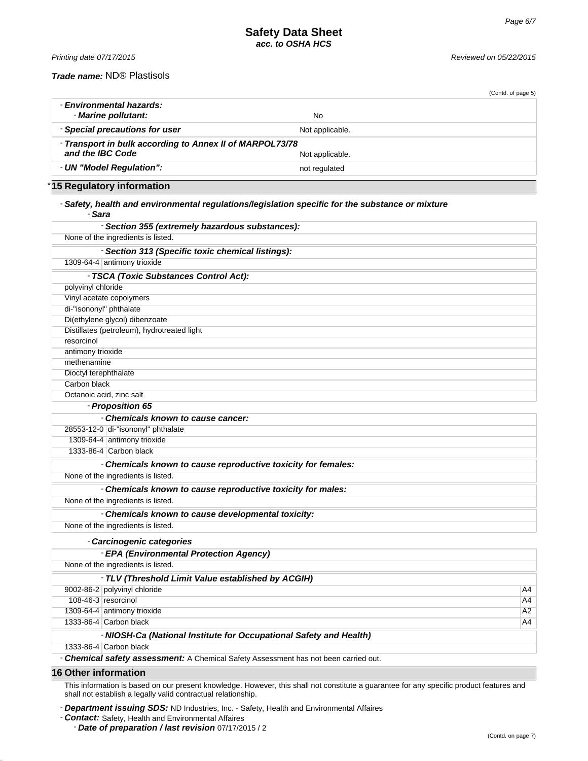**Safety Data Sheet**
***acc. to OSHA HCS***

*Printing date 07/17/2015* *Reviewed on 05/22/2015*

***Trade name:*** ND® Plastisols

(Contd. of page 5)

| | |
|---|---|
| - ***Environmental hazards:*** | |
| - ***Marine pollutant:*** | No |
| - ***Special precautions for user*** | Not applicable. |
| - ***Transport in bulk according to Annex II of MARPOL73/78 and the IBC Code*** | Not applicable. |
| - ***UN "Model Regulation":*** | not regulated |

## * 15 Regulatory information

- ***Safety, health and environmental regulations/legislation specific for the substance or mixture***
  - ***Sara***

- ***Section 355 (extremely hazardous substances):***

None of the ingredients is listed.

- ***Section 313 (Specific toxic chemical listings):***

| | |
|---|---|
| 1309-64-4 | antimony trioxide |

- ***TSCA (Toxic Substances Control Act):***

polyvinyl chloride
Vinyl acetate copolymers
di-"isononyl" phthalate
Di(ethylene glycol) dibenzoate
Distillates (petroleum), hydrotreated light
resorcinol
antimony trioxide
methenamine
Dioctyl terephthalate
Carbon black
Octanoic acid, zinc salt

- ***Proposition 65***

- ***Chemicals known to cause cancer:***

| | |
|---|---|
| 28553-12-0 | di-"isononyl" phthalate |
| 1309-64-4 | antimony trioxide |
| 1333-86-4 | Carbon black |

- ***Chemicals known to cause reproductive toxicity for females:***

None of the ingredients is listed.

- ***Chemicals known to cause reproductive toxicity for males:***

None of the ingredients is listed.

- ***Chemicals known to cause developmental toxicity:***

None of the ingredients is listed.

- ***Carcinogenic categories***

- ***EPA (Environmental Protection Agency)***

None of the ingredients is listed.

- ***TLV (Threshold Limit Value established by ACGIH)***

| | | |
|---|---|---|
| 9002-86-2 | polyvinyl chloride | A4 |
| 108-46-3 | resorcinol | A4 |
| 1309-64-4 | antimony trioxide | A2 |
| 1333-86-4 | Carbon black | A4 |

- ***NIOSH-Ca (National Institute for Occupational Safety and Health)***

| | |
|---|---|
| 1333-86-4 | Carbon black |

- ***Chemical safety assessment:*** A Chemical Safety Assessment has not been carried out.

## 16 Other information

This information is based on our present knowledge. However, this shall not constitute a guarantee for any specific product features and shall not establish a legally valid contractual relationship.

- ***Department issuing SDS:*** ND Industries, Inc. - Safety, Health and Environmental Affaires
- ***Contact:*** Safety, Health and Environmental Affaires
  - ***Date of preparation / last revision*** 07/17/2015 / 2

(Contd. on page 7)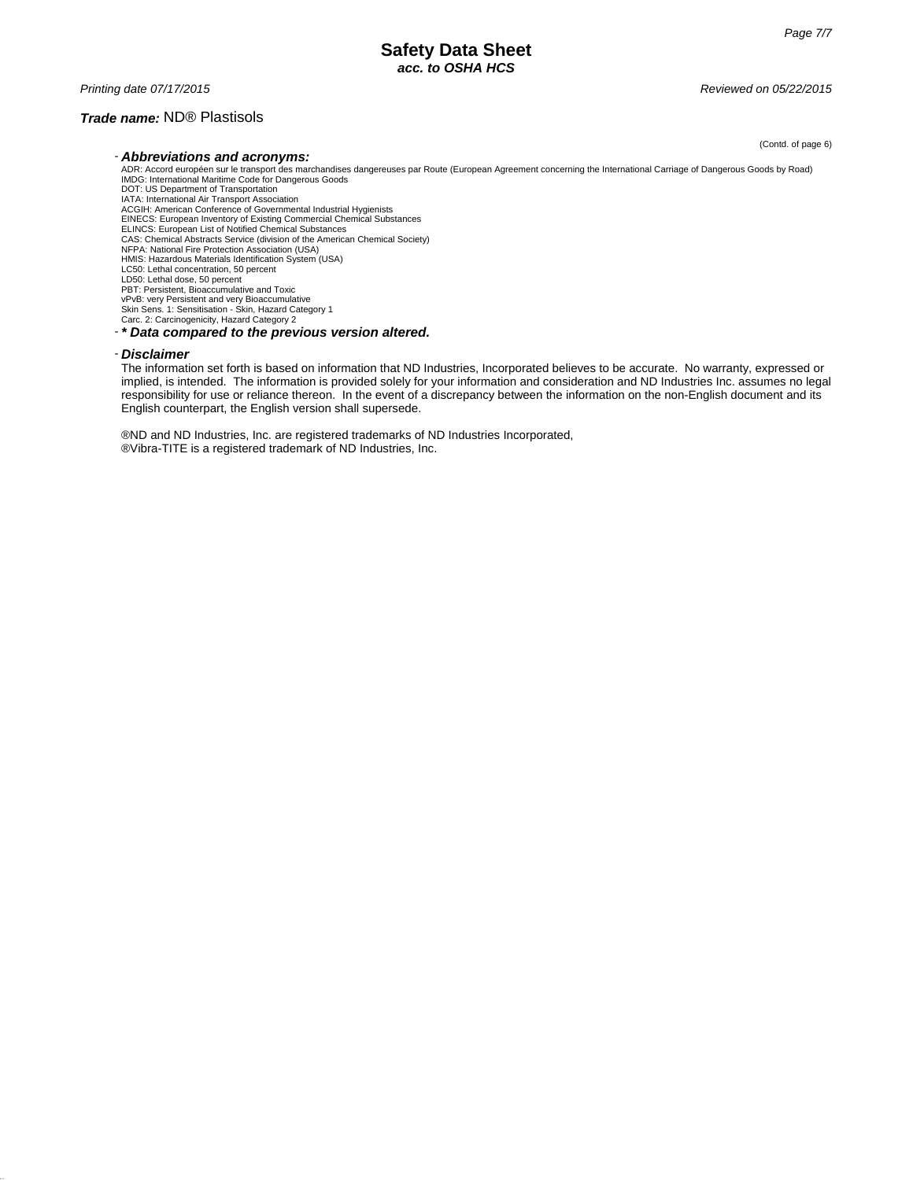(Contd. of page 6)

- ***Abbreviations and acronyms:***

ADR: Accord européen sur le transport des marchandises dangereuses par Route (European Agreement concerning the International Carriage of Dangerous Goods by Road)
IMDG: International Maritime Code for Dangerous Goods
DOT: US Department of Transportation
IATA: International Air Transport Association
ACGIH: American Conference of Governmental Industrial Hygienists
EINECS: European Inventory of Existing Commercial Chemical Substances
ELINCS: European List of Notified Chemical Substances
CAS: Chemical Abstracts Service (division of the American Chemical Society)
NFPA: National Fire Protection Association (USA)
HMIS: Hazardous Materials Identification System (USA)
LC50: Lethal concentration, 50 percent
LD50: Lethal dose, 50 percent
PBT: Persistent, Bioaccumulative and Toxic
vPvB: very Persistent and very Bioaccumulative
Skin Sens. 1: Sensitisation - Skin, Hazard Category 1
Carc. 2: Carcinogenicity, Hazard Category 2

- ***\* Data compared to the previous version altered.***

- ***Disclaimer***

The information set forth is based on information that ND Industries, Incorporated believes to be accurate. No warranty, expressed or implied, is intended. The information is provided solely for your information and consideration and ND Industries Inc. assumes no legal responsibility for use or reliance thereon. In the event of a discrepancy between the information on the non-English document and its English counterpart, the English version shall supersede.

®ND and ND Industries, Inc. are registered trademarks of ND Industries Incorporated,
®Vibra-TITE is a registered trademark of ND Industries, Inc.